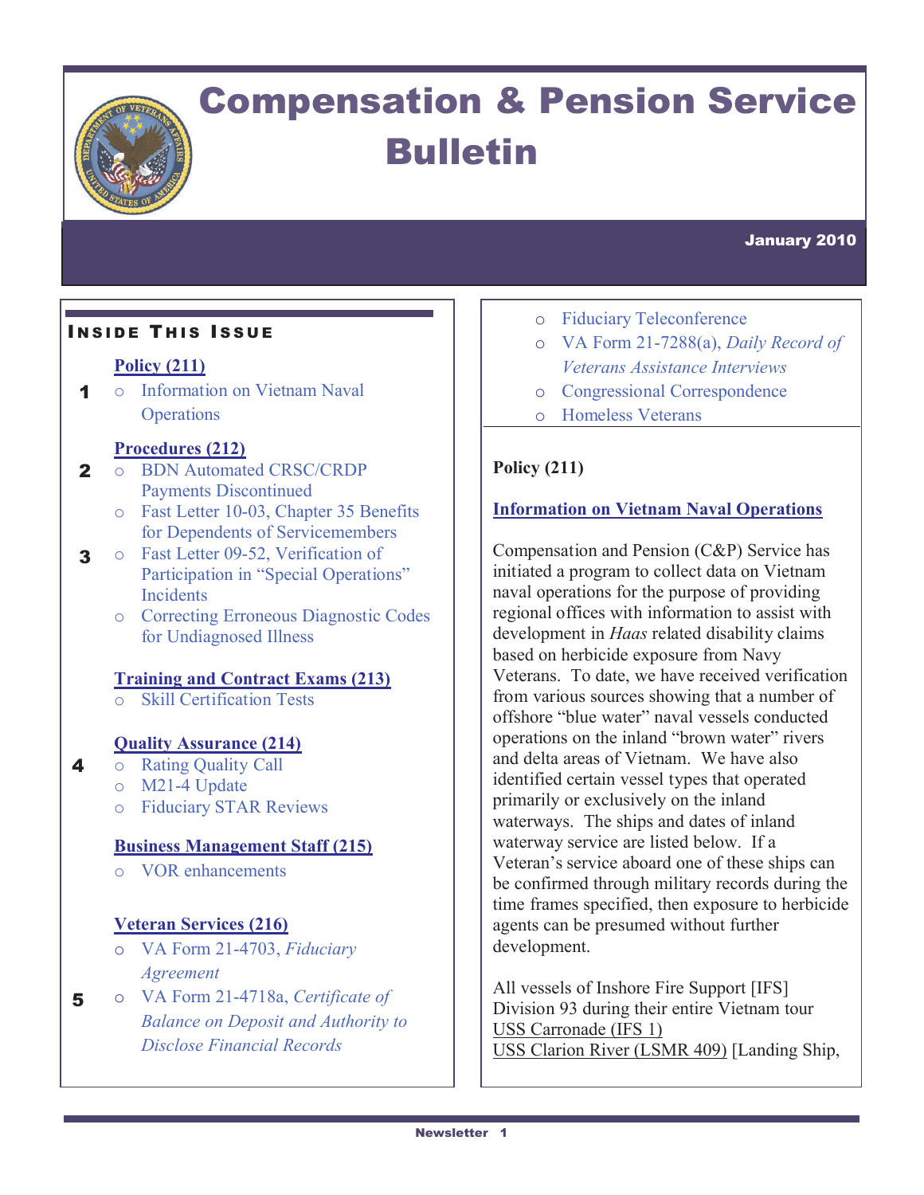# Compensation & Pension Service Bulletin

**January 2010**

## Inside This Issue

**Policy (211)**

1. Information on Vietnam Naval Operations

**Procedures (212)**

2. 
- BDN Automated CRSC/CRDP Payments Discontinued
- Fast Letter 10-03, Chapter 35 Benefits for Dependents of Servicemembers

3. 
- Fast Letter 09-52, Verification of Participation in "Special Operations" Incidents
- Correcting Erroneous Diagnostic Codes for Undiagnosed Illness

**Training and Contract Exams (213)**

- Skill Certification Tests

**Quality Assurance (214)**

4. 
- Rating Quality Call
- M21-4 Update
- Fiduciary STAR Reviews

**Business Management Staff (215)**

- VOR enhancements

**Veteran Services (216)**

- VA Form 21-4703, *Fiduciary Agreement*

5. 
- VA Form 21-4718a, *Certificate of Balance on Deposit and Authority to Disclose Financial Records*
- Fiduciary Teleconference
- VA Form 21-7288(a), *Daily Record of Veterans Assistance Interviews*
- Congressional Correspondence
- Homeless Veterans

## Policy (211)

### Information on Vietnam Naval Operations

Compensation and Pension (C&P) Service has initiated a program to collect data on Vietnam naval operations for the purpose of providing regional offices with information to assist with development in *Haas* related disability claims based on herbicide exposure from Navy Veterans. To date, we have received verification from various sources showing that a number of offshore "blue water" naval vessels conducted operations on the inland "brown water" rivers and delta areas of Vietnam. We have also identified certain vessel types that operated primarily or exclusively on the inland waterways. The ships and dates of inland waterway service are listed below. If a Veteran's service aboard one of these ships can be confirmed through military records during the time frames specified, then exposure to herbicide agents can be presumed without further development.

All vessels of Inshore Fire Support [IFS] Division 93 during their entire Vietnam tour
USS Carronade (IFS 1)
USS Clarion River (LSMR 409) [Landing Ship,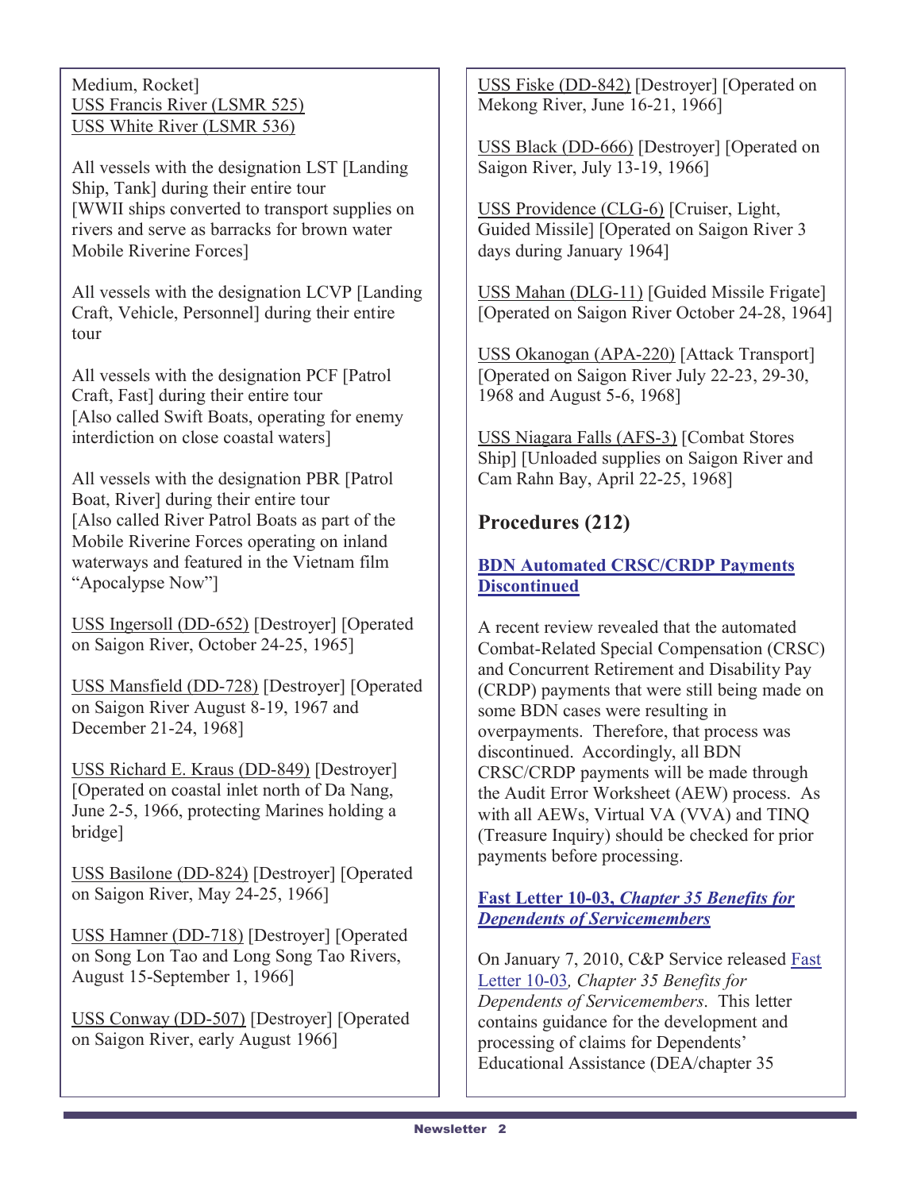Medium, Rocket]
USS Francis River (LSMR 525)
USS White River (LSMR 536)

All vessels with the designation LST [Landing Ship, Tank] during their entire tour [WWII ships converted to transport supplies on rivers and serve as barracks for brown water Mobile Riverine Forces]

All vessels with the designation LCVP [Landing Craft, Vehicle, Personnel] during their entire tour

All vessels with the designation PCF [Patrol Craft, Fast] during their entire tour [Also called Swift Boats, operating for enemy interdiction on close coastal waters]

All vessels with the designation PBR [Patrol Boat, River] during their entire tour [Also called River Patrol Boats as part of the Mobile Riverine Forces operating on inland waterways and featured in the Vietnam film "Apocalypse Now"]

USS Ingersoll (DD-652) [Destroyer] [Operated on Saigon River, October 24-25, 1965]

USS Mansfield (DD-728) [Destroyer] [Operated on Saigon River August 8-19, 1967 and December 21-24, 1968]

USS Richard E. Kraus (DD-849) [Destroyer] [Operated on coastal inlet north of Da Nang, June 2-5, 1966, protecting Marines holding a bridge]

USS Basilone (DD-824) [Destroyer] [Operated on Saigon River, May 24-25, 1966]

USS Hamner (DD-718) [Destroyer] [Operated on Song Lon Tao and Long Song Tao Rivers, August 15-September 1, 1966]

USS Conway (DD-507) [Destroyer] [Operated on Saigon River, early August 1966]

USS Fiske (DD-842) [Destroyer] [Operated on Mekong River, June 16-21, 1966]

USS Black (DD-666) [Destroyer] [Operated on Saigon River, July 13-19, 1966]

USS Providence (CLG-6) [Cruiser, Light, Guided Missile] [Operated on Saigon River 3 days during January 1964]

USS Mahan (DLG-11) [Guided Missile Frigate] [Operated on Saigon River October 24-28, 1964]

USS Okanogan (APA-220) [Attack Transport] [Operated on Saigon River July 22-23, 29-30, 1968 and August 5-6, 1968]

USS Niagara Falls (AFS-3) [Combat Stores Ship] [Unloaded supplies on Saigon River and Cam Rahn Bay, April 22-25, 1968]

## Procedures (212)

### BDN Automated CRSC/CRDP Payments Discontinued

A recent review revealed that the automated Combat-Related Special Compensation (CRSC) and Concurrent Retirement and Disability Pay (CRDP) payments that were still being made on some BDN cases were resulting in overpayments. Therefore, that process was discontinued. Accordingly, all BDN CRSC/CRDP payments will be made through the Audit Error Worksheet (AEW) process. As with all AEWs, Virtual VA (VVA) and TINQ (Treasure Inquiry) should be checked for prior payments before processing.

### Fast Letter 10-03, *Chapter 35 Benefits for Dependents of Servicemembers*

On January 7, 2010, C&P Service released Fast Letter 10-03, *Chapter 35 Benefits for Dependents of Servicemembers*. This letter contains guidance for the development and processing of claims for Dependents' Educational Assistance (DEA/chapter 35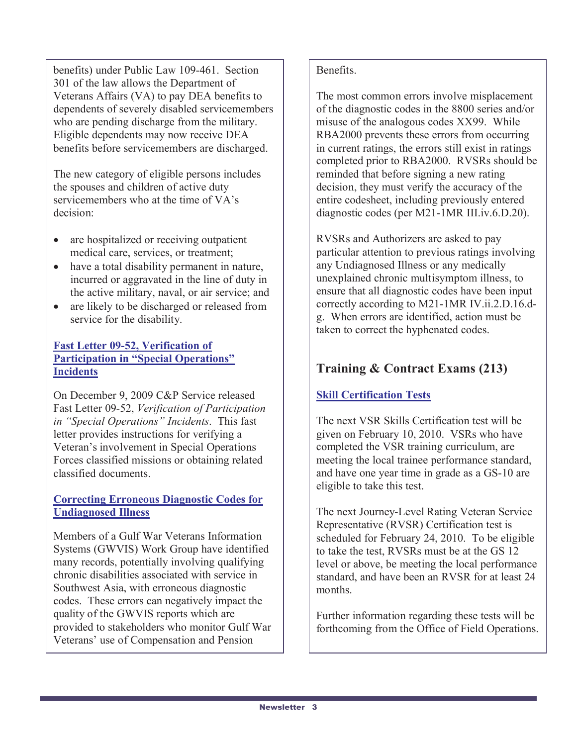benefits) under Public Law 109-461. Section 301 of the law allows the Department of Veterans Affairs (VA) to pay DEA benefits to dependents of severely disabled servicemembers who are pending discharge from the military. Eligible dependents may now receive DEA benefits before servicemembers are discharged.

The new category of eligible persons includes the spouses and children of active duty servicemembers who at the time of VA's decision:

- are hospitalized or receiving outpatient medical care, services, or treatment;
- have a total disability permanent in nature, incurred or aggravated in the line of duty in the active military, naval, or air service; and
- are likely to be discharged or released from service for the disability.

### Fast Letter 09-52, Verification of Participation in "Special Operations" Incidents

On December 9, 2009 C&P Service released Fast Letter 09-52, *Verification of Participation in "Special Operations" Incidents*. This fast letter provides instructions for verifying a Veteran's involvement in Special Operations Forces classified missions or obtaining related classified documents.

### Correcting Erroneous Diagnostic Codes for Undiagnosed Illness

Members of a Gulf War Veterans Information Systems (GWVIS) Work Group have identified many records, potentially involving qualifying chronic disabilities associated with service in Southwest Asia, with erroneous diagnostic codes. These errors can negatively impact the quality of the GWVIS reports which are provided to stakeholders who monitor Gulf War Veterans' use of Compensation and Pension Benefits.

The most common errors involve misplacement of the diagnostic codes in the 8800 series and/or misuse of the analogous codes XX99. While RBA2000 prevents these errors from occurring in current ratings, the errors still exist in ratings completed prior to RBA2000. RVSRs should be reminded that before signing a new rating decision, they must verify the accuracy of the entire codesheet, including previously entered diagnostic codes (per M21-1MR III.iv.6.D.20).

RVSRs and Authorizers are asked to pay particular attention to previous ratings involving any Undiagnosed Illness or any medically unexplained chronic multisymptom illness, to ensure that all diagnostic codes have been input correctly according to M21-1MR IV.ii.2.D.16.d-g. When errors are identified, action must be taken to correct the hyphenated codes.

## Training & Contract Exams (213)

### Skill Certification Tests

The next VSR Skills Certification test will be given on February 10, 2010. VSRs who have completed the VSR training curriculum, are meeting the local trainee performance standard, and have one year time in grade as a GS-10 are eligible to take this test.

The next Journey-Level Rating Veteran Service Representative (RVSR) Certification test is scheduled for February 24, 2010. To be eligible to take the test, RVSRs must be at the GS 12 level or above, be meeting the local performance standard, and have been an RVSR for at least 24 months.

Further information regarding these tests will be forthcoming from the Office of Field Operations.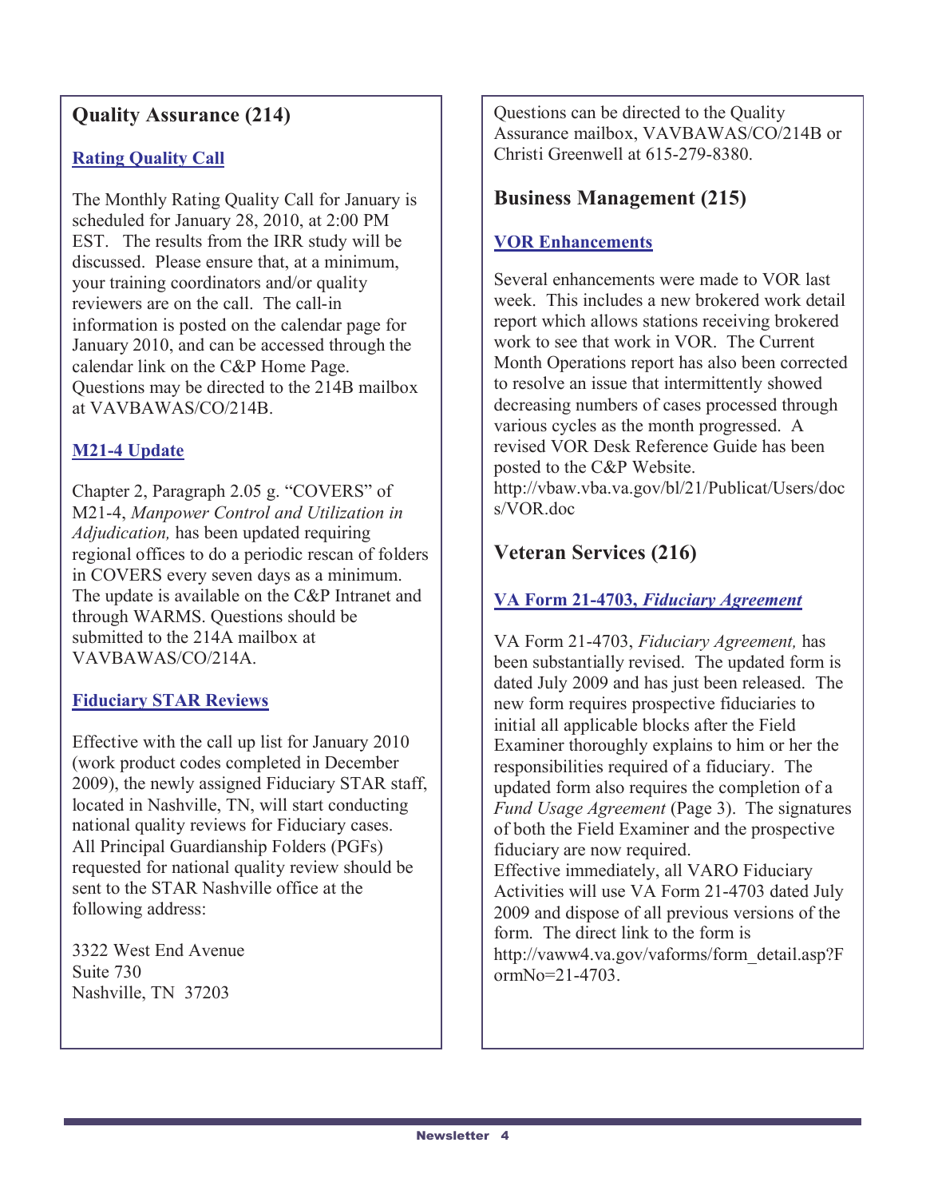## Quality Assurance (214)

### Rating Quality Call

The Monthly Rating Quality Call for January is scheduled for January 28, 2010, at 2:00 PM EST. The results from the IRR study will be discussed. Please ensure that, at a minimum, your training coordinators and/or quality reviewers are on the call. The call-in information is posted on the calendar page for January 2010, and can be accessed through the calendar link on the C&P Home Page. Questions may be directed to the 214B mailbox at VAVBAWAS/CO/214B.

### M21-4 Update

Chapter 2, Paragraph 2.05 g. "COVERS" of M21-4, *Manpower Control and Utilization in Adjudication,* has been updated requiring regional offices to do a periodic rescan of folders in COVERS every seven days as a minimum. The update is available on the C&P Intranet and through WARMS. Questions should be submitted to the 214A mailbox at VAVBAWAS/CO/214A.

### Fiduciary STAR Reviews

Effective with the call up list for January 2010 (work product codes completed in December 2009), the newly assigned Fiduciary STAR staff, located in Nashville, TN, will start conducting national quality reviews for Fiduciary cases. All Principal Guardianship Folders (PGFs) requested for national quality review should be sent to the STAR Nashville office at the following address:

3322 West End Avenue
Suite 730
Nashville, TN 37203

Questions can be directed to the Quality Assurance mailbox, VAVBAWAS/CO/214B or Christi Greenwell at 615-279-8380.

## Business Management (215)

### VOR Enhancements

Several enhancements were made to VOR last week. This includes a new brokered work detail report which allows stations receiving brokered work to see that work in VOR. The Current Month Operations report has also been corrected to resolve an issue that intermittently showed decreasing numbers of cases processed through various cycles as the month progressed. A revised VOR Desk Reference Guide has been posted to the C&P Website. http://vbaw.vba.va.gov/bl/21/Publicat/Users/docs/VOR.doc

## Veteran Services (216)

### VA Form 21-4703, *Fiduciary Agreement*

VA Form 21-4703, *Fiduciary Agreement,* has been substantially revised. The updated form is dated July 2009 and has just been released. The new form requires prospective fiduciaries to initial all applicable blocks after the Field Examiner thoroughly explains to him or her the responsibilities required of a fiduciary. The updated form also requires the completion of a *Fund Usage Agreement* (Page 3). The signatures of both the Field Examiner and the prospective fiduciary are now required.

Effective immediately, all VARO Fiduciary Activities will use VA Form 21-4703 dated July 2009 and dispose of all previous versions of the form. The direct link to the form is http://vaww4.va.gov/vaforms/form_detail.asp?FormNo=21-4703.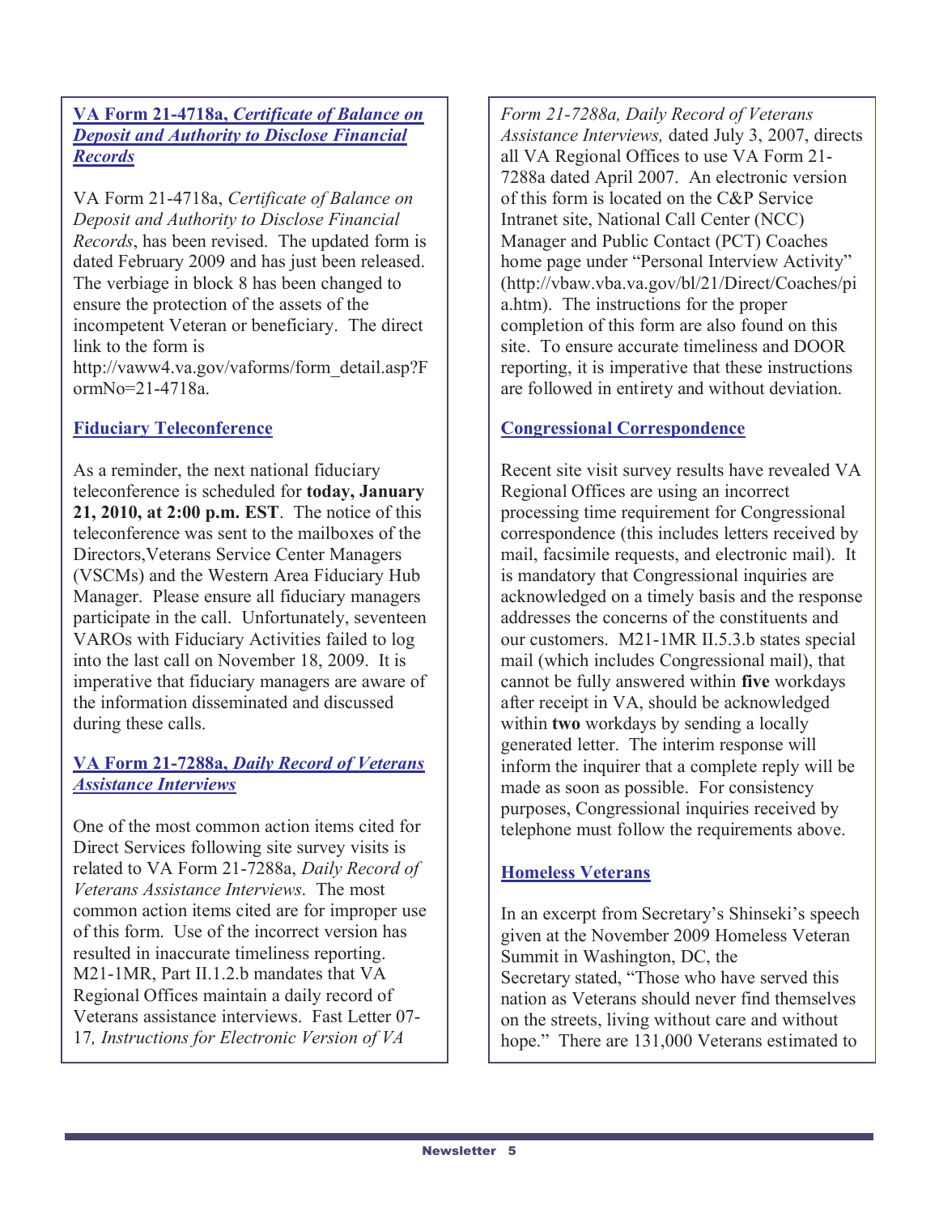### VA Form 21-4718a, *Certificate of Balance on Deposit and Authority to Disclose Financial Records*

VA Form 21-4718a, *Certificate of Balance on Deposit and Authority to Disclose Financial Records*, has been revised. The updated form is dated February 2009 and has just been released. The verbiage in block 8 has been changed to ensure the protection of the assets of the incompetent Veteran or beneficiary. The direct link to the form is http://vaww4.va.gov/vaforms/form_detail.asp?FormNo=21-4718a.

### Fiduciary Teleconference

As a reminder, the next national fiduciary teleconference is scheduled for **today, January 21, 2010, at 2:00 p.m. EST**. The notice of this teleconference was sent to the mailboxes of the Directors,Veterans Service Center Managers (VSCMs) and the Western Area Fiduciary Hub Manager. Please ensure all fiduciary managers participate in the call. Unfortunately, seventeen VAROs with Fiduciary Activities failed to log into the last call on November 18, 2009. It is imperative that fiduciary managers are aware of the information disseminated and discussed during these calls.

### VA Form 21-7288a, *Daily Record of Veterans Assistance Interviews*

One of the most common action items cited for Direct Services following site survey visits is related to VA Form 21-7288a, *Daily Record of Veterans Assistance Interviews*. The most common action items cited are for improper use of this form. Use of the incorrect version has resulted in inaccurate timeliness reporting. M21-1MR, Part II.1.2.b mandates that VA Regional Offices maintain a daily record of Veterans assistance interviews. Fast Letter 07-17*, Instructions for Electronic Version of VA Form 21-7288a, Daily Record of Veterans Assistance Interviews,* dated July 3, 2007, directs all VA Regional Offices to use VA Form 21-7288a dated April 2007. An electronic version of this form is located on the C&P Service Intranet site, National Call Center (NCC) Manager and Public Contact (PCT) Coaches home page under "Personal Interview Activity" (http://vbaw.vba.va.gov/bl/21/Direct/Coaches/pia.htm). The instructions for the proper completion of this form are also found on this site. To ensure accurate timeliness and DOOR reporting, it is imperative that these instructions are followed in entirety and without deviation.

### Congressional Correspondence

Recent site visit survey results have revealed VA Regional Offices are using an incorrect processing time requirement for Congressional correspondence (this includes letters received by mail, facsimile requests, and electronic mail). It is mandatory that Congressional inquiries are acknowledged on a timely basis and the response addresses the concerns of the constituents and our customers. M21-1MR II.5.3.b states special mail (which includes Congressional mail), that cannot be fully answered within **five** workdays after receipt in VA, should be acknowledged within **two** workdays by sending a locally generated letter. The interim response will inform the inquirer that a complete reply will be made as soon as possible. For consistency purposes, Congressional inquiries received by telephone must follow the requirements above.

### Homeless Veterans

In an excerpt from Secretary's Shinseki's speech given at the November 2009 Homeless Veteran Summit in Washington, DC, the Secretary stated, "Those who have served this nation as Veterans should never find themselves on the streets, living without care and without hope." There are 131,000 Veterans estimated to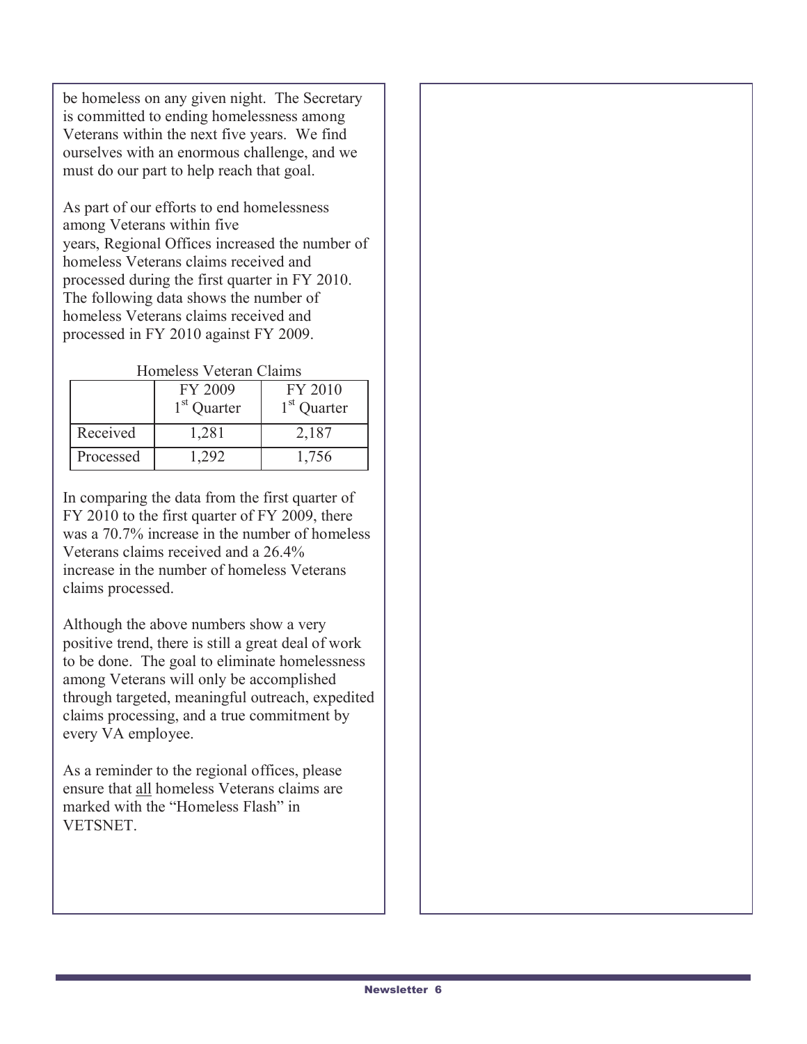be homeless on any given night. The Secretary is committed to ending homelessness among Veterans within the next five years. We find ourselves with an enormous challenge, and we must do our part to help reach that goal.

As part of our efforts to end homelessness among Veterans within five years, Regional Offices increased the number of homeless Veterans claims received and processed during the first quarter in FY 2010. The following data shows the number of homeless Veterans claims received and processed in FY 2010 against FY 2009.

Homeless Veteran Claims

| | FY 2009 1st Quarter | FY 2010 1st Quarter |
|---|---|---|
| Received | 1,281 | 2,187 |
| Processed | 1,292 | 1,756 |

In comparing the data from the first quarter of FY 2010 to the first quarter of FY 2009, there was a 70.7% increase in the number of homeless Veterans claims received and a 26.4% increase in the number of homeless Veterans claims processed.

Although the above numbers show a very positive trend, there is still a great deal of work to be done. The goal to eliminate homelessness among Veterans will only be accomplished through targeted, meaningful outreach, expedited claims processing, and a true commitment by every VA employee.

As a reminder to the regional offices, please ensure that all homeless Veterans claims are marked with the "Homeless Flash" in VETSNET.